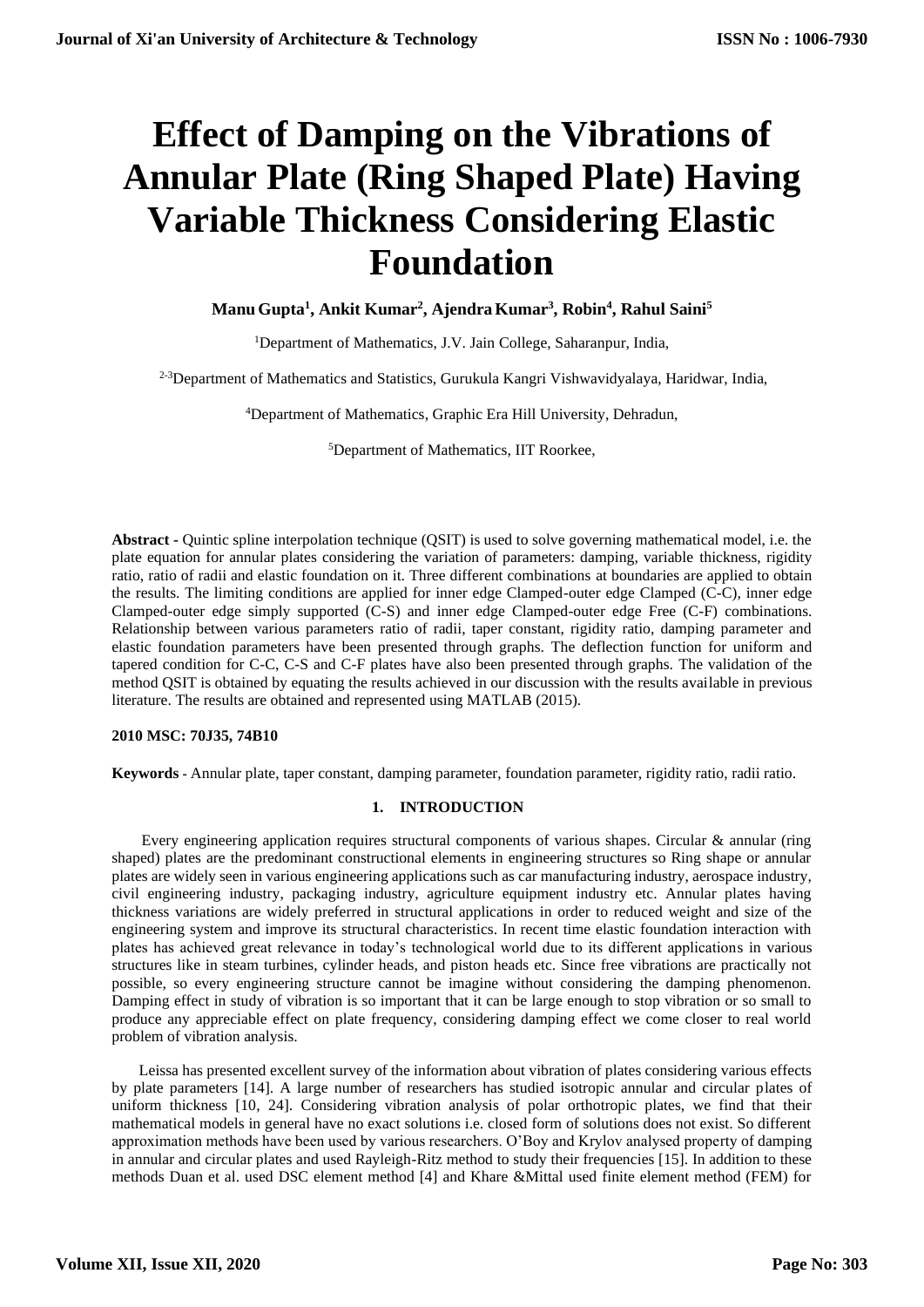# Effect of Damping on the Vibrations of Annular Plate (Ring Shaped Plate) Having Variable Thickness Considering Elastic Foundation

**Manu Gupta[1], Ankit Kumar[2], Ajendra Kumar[3], Robin[4], Rahul Saini[5]**

[1]Department of Mathematics, J.V. Jain College, Saharanpur, India,

[2-3]Department of Mathematics and Statistics, Gurukula Kangri Vishwavidyalaya, Haridwar, India,

[4]Department of Mathematics, Graphic Era Hill University, Dehradun,

[5]Department of Mathematics, IIT Roorkee,

**Abstract -** Quintic spline interpolation technique (QSIT) is used to solve governing mathematical model, i.e. the plate equation for annular plates considering the variation of parameters: damping, variable thickness, rigidity ratio, ratio of radii and elastic foundation on it. Three different combinations at boundaries are applied to obtain the results. The limiting conditions are applied for inner edge Clamped-outer edge Clamped (C-C), inner edge Clamped-outer edge simply supported (C-S) and inner edge Clamped-outer edge Free (C-F) combinations. Relationship between various parameters ratio of radii, taper constant, rigidity ratio, damping parameter and elastic foundation parameters have been presented through graphs. The deflection function for uniform and tapered condition for C-C, C-S and C-F plates have also been presented through graphs. The validation of the method QSIT is obtained by equating the results achieved in our discussion with the results available in previous literature. The results are obtained and represented using MATLAB (2015).

**2010 MSC: 70J35, 74B10**

**Keywords** - Annular plate, taper constant, damping parameter, foundation parameter, rigidity ratio, radii ratio.

## 1. INTRODUCTION

Every engineering application requires structural components of various shapes. Circular & annular (ring shaped) plates are the predominant constructional elements in engineering structures so Ring shape or annular plates are widely seen in various engineering applications such as car manufacturing industry, aerospace industry, civil engineering industry, packaging industry, agriculture equipment industry etc. Annular plates having thickness variations are widely preferred in structural applications in order to reduced weight and size of the engineering system and improve its structural characteristics. In recent time elastic foundation interaction with plates has achieved great relevance in today's technological world due to its different applications in various structures like in steam turbines, cylinder heads, and piston heads etc. Since free vibrations are practically not possible, so every engineering structure cannot be imagine without considering the damping phenomenon. Damping effect in study of vibration is so important that it can be large enough to stop vibration or so small to produce any appreciable effect on plate frequency, considering damping effect we come closer to real world problem of vibration analysis.

Leissa has presented excellent survey of the information about vibration of plates considering various effects by plate parameters [14]. A large number of researchers has studied isotropic annular and circular plates of uniform thickness [10, 24]. Considering vibration analysis of polar orthotropic plates, we find that their mathematical models in general have no exact solutions i.e. closed form of solutions does not exist. So different approximation methods have been used by various researchers. O'Boy and Krylov analysed property of damping in annular and circular plates and used Rayleigh-Ritz method to study their frequencies [15]. In addition to these methods Duan et al. used DSC element method [4] and Khare &Mittal used finite element method (FEM) for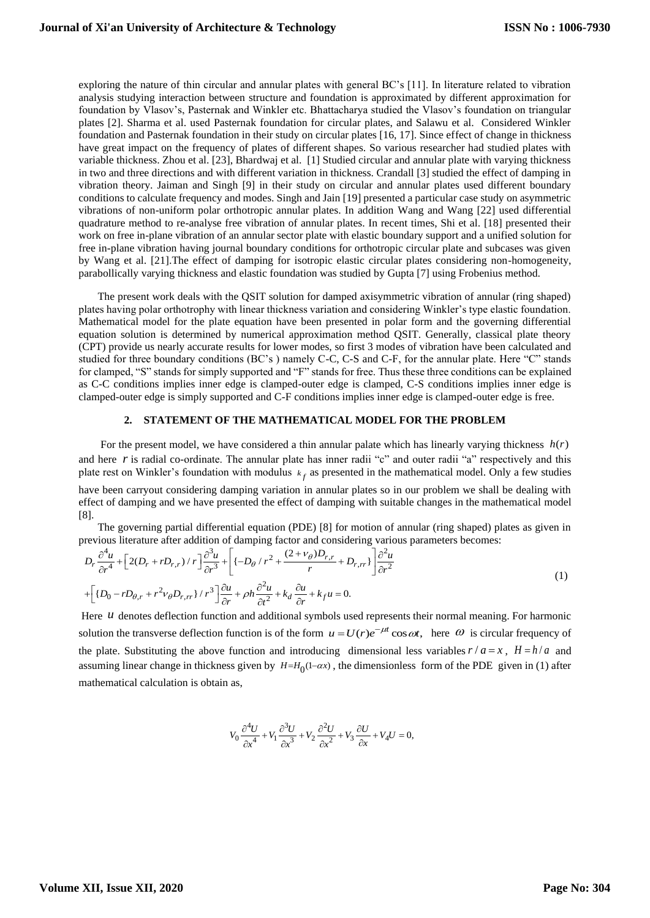exploring the nature of thin circular and annular plates with general BC's [11]. In literature related to vibration analysis studying interaction between structure and foundation is approximated by different approximation for foundation by Vlasov's, Pasternak and Winkler etc. Bhattacharya studied the Vlasov's foundation on triangular plates [2]. Sharma et al. used Pasternak foundation for circular plates, and Salawu et al. Considered Winkler foundation and Pasternak foundation in their study on circular plates [16, 17]. Since effect of change in thickness have great impact on the frequency of plates of different shapes. So various researcher had studied plates with variable thickness. Zhou et al. [23], Bhardwaj et al. [1] Studied circular and annular plate with varying thickness in two and three directions and with different variation in thickness. Crandall [3] studied the effect of damping in vibration theory. Jaiman and Singh [9] in their study on circular and annular plates used different boundary conditions to calculate frequency and modes. Singh and Jain [19] presented a particular case study on asymmetric vibrations of non-uniform polar orthotropic annular plates. In addition Wang and Wang [22] used differential quadrature method to re-analyse free vibration of annular plates. In recent times, Shi et al. [18] presented their work on free in-plane vibration of an annular sector plate with elastic boundary support and a unified solution for free in-plane vibration having journal boundary conditions for orthotropic circular plate and subcases was given by Wang et al. [21].The effect of damping for isotropic elastic circular plates considering non-homogeneity, parabollically varying thickness and elastic foundation was studied by Gupta [7] using Frobenius method.

The present work deals with the QSIT solution for damped axisymmetric vibration of annular (ring shaped) plates having polar orthotrophy with linear thickness variation and considering Winkler's type elastic foundation. Mathematical model for the plate equation have been presented in polar form and the governing differential equation solution is determined by numerical approximation method QSIT. Generally, classical plate theory (CPT) provide us nearly accurate results for lower modes, so first 3 modes of vibration have been calculated and studied for three boundary conditions (BC's ) namely C-C, C-S and C-F, for the annular plate. Here "C" stands for clamped, "S" stands for simply supported and "F" stands for free. Thus these three conditions can be explained as C-C conditions implies inner edge is clamped-outer edge is clamped, C-S conditions implies inner edge is clamped-outer edge is simply supported and C-F conditions implies inner edge is clamped-outer edge is free.

## 2. STATEMENT OF THE MATHEMATICAL MODEL FOR THE PROBLEM

For the present model, we have considered a thin annular palate which has linearly varying thickness $h(r)$ and here $r$ is radial co-ordinate. The annular plate has inner radii "c" and outer radii "a" respectively and this plate rest on Winkler's foundation with modulus $k_f$ as presented in the mathematical model. Only a few studies have been carryout considering damping variation in annular plates so in our problem we shall be dealing with effect of damping and we have presented the effect of damping with suitable changes in the mathematical model [8].

The governing partial differential equation (PDE) [8] for motion of annular (ring shaped) plates as given in previous literature after addition of damping factor and considering various parameters becomes:

$$D_r \frac{\partial^4 u}{\partial r^4} + \left[2(D_r + rD_{r,r})/r\right]\frac{\partial^3 u}{\partial r^3} + \left[\{-D_\theta / r^2 + \frac{(2+\nu_\theta)D_{r,r}}{r} + D_{r,rr}\}\right]\frac{\partial^2 u}{\partial r^2}$$
$$+\left[\{D_0 - rD_{\theta,r} + r^2\nu_\theta D_{r,rr}\}/r^3\right]\frac{\partial u}{\partial r} + \rho h\frac{\partial^2 u}{\partial t^2} + k_d\frac{\partial u}{\partial r} + k_f u = 0. \tag{1}$$

Here $u$ denotes deflection function and additional symbols used represents their normal meaning. For harmonic solution the transverse deflection function is of the form $u = U(r)e^{-\mu t}\cos\omega t$, here $\omega$ is circular frequency of the plate. Substituting the above function and introducing dimensional less variables $r/a = x$, $H = h/a$ and assuming linear change in thickness given by $H = H_0(1-\alpha x)$, the dimensionless form of the PDE given in (1) after mathematical calculation is obtain as,

$$V_0\frac{\partial^4 U}{\partial x^4} + V_1\frac{\partial^3 U}{\partial x^3} + V_2\frac{\partial^2 U}{\partial x^2} + V_3\frac{\partial U}{\partial x} + V_4 U = 0,$$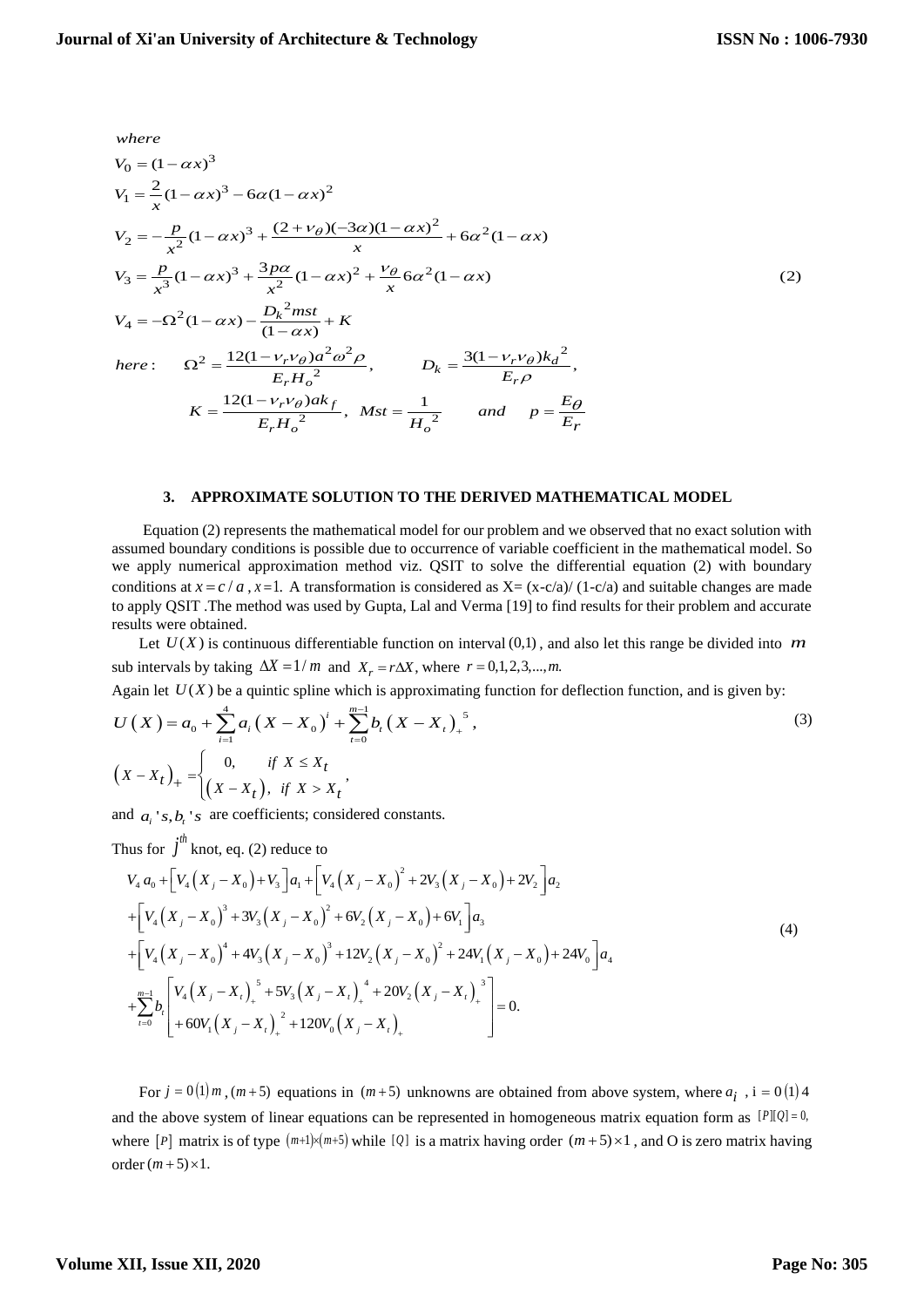$$
\begin{aligned}
&where\\
&V_0 = (1-\alpha x)^3\\
&V_1 = \frac{2}{x}(1-\alpha x)^3 - 6\alpha(1-\alpha x)^2\\
&V_2 = -\frac{p}{x^2}(1-\alpha x)^3 + \frac{(2+\nu_\theta)(-3\alpha)(1-\alpha x)^2}{x} + 6\alpha^2(1-\alpha x)\\
&V_3 = \frac{p}{x^3}(1-\alpha x)^3 + \frac{3p\alpha}{x^2}(1-\alpha x)^2 + \frac{\nu_\theta}{x}6\alpha^2(1-\alpha x)\\
&V_4 = -\Omega^2(1-\alpha x) - \frac{D_k{}^2 mst}{(1-\alpha x)} + K\\
&here: \quad \Omega^2 = \frac{12(1-\nu_r\nu_\theta)a^2\omega^2\rho}{E_r H_o{}^2}, \qquad D_k = \frac{3(1-\nu_r\nu_\theta)k_d{}^2}{E_r\rho},\\
&\qquad K = \frac{12(1-\nu_r\nu_\theta)ak_f}{E_r H_o{}^2}, \quad Mst = \frac{1}{H_o{}^2} \qquad and \quad p = \frac{E_\theta}{E_r}
\end{aligned}
\tag{2}
$$

### 3. APPROXIMATE SOLUTION TO THE DERIVED MATHEMATICAL MODEL

Equation (2) represents the mathematical model for our problem and we observed that no exact solution with assumed boundary conditions is possible due to occurrence of variable coefficient in the mathematical model. So we apply numerical approximation method viz. QSIT to solve the differential equation (2) with boundary conditions at $x = c/a$, $x=1$. A transformation is considered as X= (x-c/a)/ (1-c/a) and suitable changes are made to apply QSIT .The method was used by Gupta, Lal and Verma [19] to find results for their problem and accurate results were obtained.

Let $U(X)$ is continuous differentiable function on interval $(0,1)$, and also let this range be divided into $m$ sub intervals by taking $\Delta X = 1/m$ and $X_r = r\Delta X$, where $r = 0,1,2,3,...,m.$

Again let $U(X)$ be a quintic spline which is approximating function for deflection function, and is given by:

$$
U(X) = a_0 + \sum_{i=1}^{4} a_i (X - X_0)^i + \sum_{t=0}^{m-1} b_t (X - X_t)_+^{\ 5}, \tag{3}
$$

$$
(X - X_t)_+ = \begin{cases} 0, & if\ X \le X_t \\ (X - X_t), & if\ X > X_t \end{cases},
$$

and $a_i's, b_t's$ are coefficients; considered constants.

Thus for $j^{th}$ knot, eq. (2) reduce to

$$
\begin{aligned}
&V_4 a_0 + \left[V_4(X_j - X_0) + V_3\right]a_1 + \left[V_4(X_j - X_0)^2 + 2V_3(X_j - X_0) + 2V_2\right]a_2\\
&+\left[V_4(X_j - X_0)^3 + 3V_3(X_j - X_0)^2 + 6V_2(X_j - X_0) + 6V_1\right]a_3\\
&+\left[V_4(X_j - X_0)^4 + 4V_3(X_j - X_0)^3 + 12V_2(X_j - X_0)^2 + 24V_1(X_j - X_0) + 24V_0\right]a_4\\
&+\sum_{t=0}^{m-1} b_t \begin{bmatrix} V_4(X_j - X_t)_+^{\ 5} + 5V_3(X_j - X_t)_+^{\ 4} + 20V_2(X_j - X_t)_+^{\ 3} \\ + 60V_1(X_j - X_t)_+^{\ 2} + 120V_0(X_j - X_t)_+ \end{bmatrix} = 0.
\end{aligned}
\tag{4}
$$

For $j = 0(1)m$, $(m+5)$ equations in $(m+5)$ unknowns are obtained from above system, where $a_i$, $i = 0(1)4$ and the above system of linear equations can be represented in homogeneous matrix equation form as $[P][Q] = 0,$ where $[P]$ matrix is of type $(m+1)\times(m+5)$ while $[Q]$ is a matrix having order $(m+5)\times 1$, and O is zero matrix having order $(m+5)\times 1$.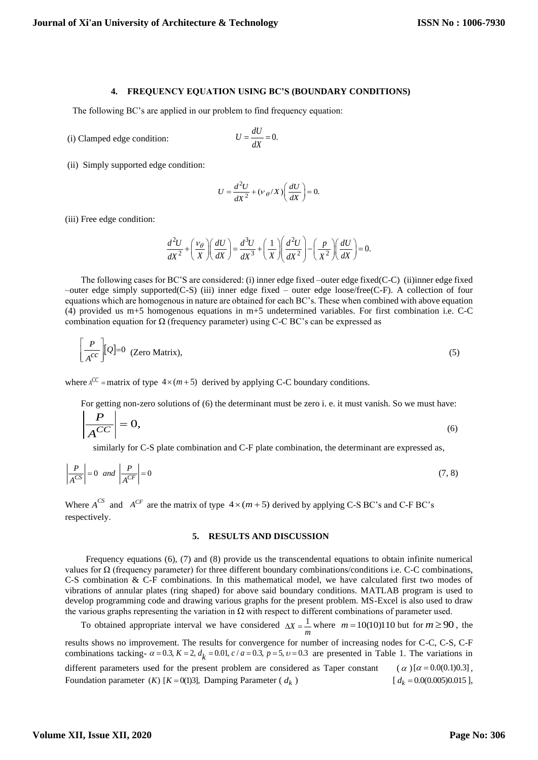### 4. FREQUENCY EQUATION USING BC'S (BOUNDARY CONDITIONS)

The following BC's are applied in our problem to find frequency equation:

(i) Clamped edge condition:

$$U = \frac{dU}{dX} = 0.$$

(ii) Simply supported edge condition:

$$U = \frac{d^2U}{dX^2} + (\nu_\theta / X)\left(\frac{dU}{dX}\right) = 0.$$

(iii) Free edge condition:

$$\frac{d^2U}{dX^2} + \left(\frac{\nu_\theta}{X}\right)\left(\frac{dU}{dX}\right) = \frac{d^3U}{dX^3} + \left(\frac{1}{X}\right)\left(\frac{d^2U}{dX^2}\right) - \left(\frac{p}{X^2}\right)\left(\frac{dU}{dX}\right) = 0.$$

The following cases for BC'S are considered: (i) inner edge fixed –outer edge fixed(C-C) (ii)inner edge fixed –outer edge simply supported(C-S) (iii) inner edge fixed – outer edge loose/free(C-F). A collection of four equations which are homogenous in nature are obtained for each BC's. These when combined with above equation (4) provided us m+5 homogenous equations in m+5 undetermined variables. For first combination i.e. C-C combination equation for Ω (frequency parameter) using C-C BC's can be expressed as

$$\left[\frac{P}{A^{cc}}\right][Q] = 0 \text{ (Zero Matrix)}, \tag{5}$$

where $A^{CC}$ = matrix of type $4 \times (m+5)$ derived by applying C-C boundary conditions.

For getting non-zero solutions of (6) the determinant must be zero i. e. it must vanish. So we must have:

$$\left|\frac{P}{A^{CC}}\right| = 0, \tag{6}$$

similarly for C-S plate combination and C-F plate combination, the determinant are expressed as,

$$\left|\frac{P}{A^{CS}}\right| = 0 \;\; and \;\; \left|\frac{P}{A^{CF}}\right| = 0 \tag{7, 8}$$

Where $A^{CS}$ and $A^{CF}$ are the matrix of type $4 \times (m+5)$ derived by applying C-S BC's and C-F BC's respectively.

### 5. RESULTS AND DISCUSSION

Frequency equations (6), (7) and (8) provide us the transcendental equations to obtain infinite numerical values for Ω (frequency parameter) for three different boundary combinations/conditions i.e. C-C combinations, C-S combination & C-F combinations. In this mathematical model, we have calculated first two modes of vibrations of annular plates (ring shaped) for above said boundary conditions. MATLAB program is used to develop programming code and drawing various graphs for the present problem. MS-Excel is also used to draw the various graphs representing the variation in Ω with respect to different combinations of parameter used.

To obtained appropriate interval we have considered $\Delta X = \frac{1}{m}$ where $m = 10(10)110$ but for $m \geq 90$, the results shows no improvement. The results for convergence for number of increasing nodes for C-C, C-S, C-F combinations tacking- $\alpha = 0.3,\ K = 2,\ d_k = 0.01,\ c/a = 0.3,\ p = 5,\ \upsilon = 0.3$ are presented in Table 1. The variations in different parameters used for the present problem are considered as Taper constant $(\alpha)\ [\alpha = 0.0(0.1)0.3]$, Foundation parameter $(K)$ $[K = 0(1)3]$, Damping Parameter ( $d_k$ ) $[\, d_k = 0.0(0.005)0.015\, ]$,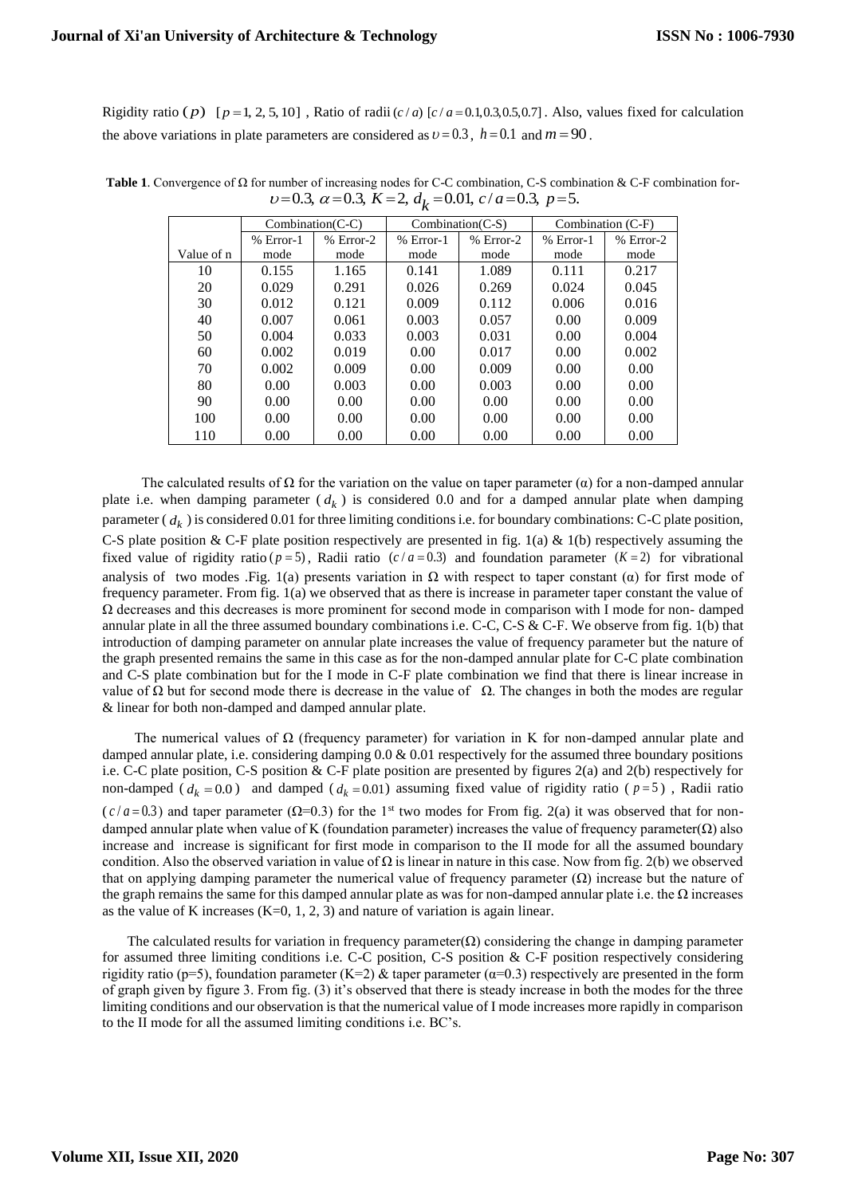Rigidity ratio $(p)$ $[p = 1, 2, 5, 10]$ , Ratio of radii $(c/a)$ $[c/a = 0.1, 0.3, 0.5, 0.7]$ . Also, values fixed for calculation the above variations in plate parameters are considered as $\upsilon = 0.3$ , $h = 0.1$ and $m = 90$ .

**Table 1**. Convergence of Ω for number of increasing nodes for C-C combination, C-S combination & C-F combination for- $\upsilon = 0.3,\ \alpha = 0.3,\ K = 2,\ d_k = 0.01,\ c/a = 0.3,\ p = 5.$

| | Combination(C-C) | | Combination(C-S) | | Combination (C-F) | |
|---|---|---|---|---|---|---|
| Value of n | % Error-1 mode | % Error-2 mode | % Error-1 mode | % Error-2 mode | % Error-1 mode | % Error-2 mode |
| 10 | 0.155 | 1.165 | 0.141 | 1.089 | 0.111 | 0.217 |
| 20 | 0.029 | 0.291 | 0.026 | 0.269 | 0.024 | 0.045 |
| 30 | 0.012 | 0.121 | 0.009 | 0.112 | 0.006 | 0.016 |
| 40 | 0.007 | 0.061 | 0.003 | 0.057 | 0.00 | 0.009 |
| 50 | 0.004 | 0.033 | 0.003 | 0.031 | 0.00 | 0.004 |
| 60 | 0.002 | 0.019 | 0.00 | 0.017 | 0.00 | 0.002 |
| 70 | 0.002 | 0.009 | 0.00 | 0.009 | 0.00 | 0.00 |
| 80 | 0.00 | 0.003 | 0.00 | 0.003 | 0.00 | 0.00 |
| 90 | 0.00 | 0.00 | 0.00 | 0.00 | 0.00 | 0.00 |
| 100 | 0.00 | 0.00 | 0.00 | 0.00 | 0.00 | 0.00 |
| 110 | 0.00 | 0.00 | 0.00 | 0.00 | 0.00 | 0.00 |

The calculated results of Ω for the variation on the value on taper parameter (α) for a non-damped annular plate i.e. when damping parameter ( $d_k$ ) is considered 0.0 and for a damped annular plate when damping parameter ( $d_k$ ) is considered 0.01 for three limiting conditions i.e. for boundary combinations: C-C plate position, C-S plate position & C-F plate position respectively are presented in fig. 1(a) & 1(b) respectively assuming the fixed value of rigidity ratio $(p = 5)$, Radii ratio $(c/a = 0.3)$ and foundation parameter $(K = 2)$ for vibrational analysis of two modes .Fig. 1(a) presents variation in Ω with respect to taper constant (α) for first mode of frequency parameter. From fig. 1(a) we observed that as there is increase in parameter taper constant the value of Ω decreases and this decreases is more prominent for second mode in comparison with I mode for non- damped annular plate in all the three assumed boundary combinations i.e. C-C, C-S & C-F. We observe from fig. 1(b) that introduction of damping parameter on annular plate increases the value of frequency parameter but the nature of the graph presented remains the same in this case as for the non-damped annular plate for C-C plate combination and C-S plate combination but for the I mode in C-F plate combination we find that there is linear increase in value of Ω but for second mode there is decrease in the value of Ω. The changes in both the modes are regular & linear for both non-damped and damped annular plate.

The numerical values of Ω (frequency parameter) for variation in K for non-damped annular plate and damped annular plate, i.e. considering damping 0.0 & 0.01 respectively for the assumed three boundary positions i.e. C-C plate position, C-S position & C-F plate position are presented by figures 2(a) and 2(b) respectively for non-damped ( $d_k = 0.0$ ) and damped ( $d_k = 0.01$) assuming fixed value of rigidity ratio ( $p = 5$ ) , Radii ratio ( $c/a = 0.3$) and taper parameter (Ω=0.3) for the 1st two modes for From fig. 2(a) it was observed that for non-damped annular plate when value of K (foundation parameter) increases the value of frequency parameter(Ω) also increase and increase is significant for first mode in comparison to the II mode for all the assumed boundary condition. Also the observed variation in value of Ω is linear in nature in this case. Now from fig. 2(b) we observed that on applying damping parameter the numerical value of frequency parameter (Ω) increase but the nature of the graph remains the same for this damped annular plate as was for non-damped annular plate i.e. the Ω increases as the value of K increases (K=0, 1, 2, 3) and nature of variation is again linear.

The calculated results for variation in frequency parameter(Ω) considering the change in damping parameter for assumed three limiting conditions i.e. C-C position, C-S position & C-F position respectively considering rigidity ratio (p=5), foundation parameter (K=2) & taper parameter (α=0.3) respectively are presented in the form of graph given by figure 3. From fig. (3) it's observed that there is steady increase in both the modes for the three limiting conditions and our observation is that the numerical value of I mode increases more rapidly in comparison to the II mode for all the assumed limiting conditions i.e. BC's.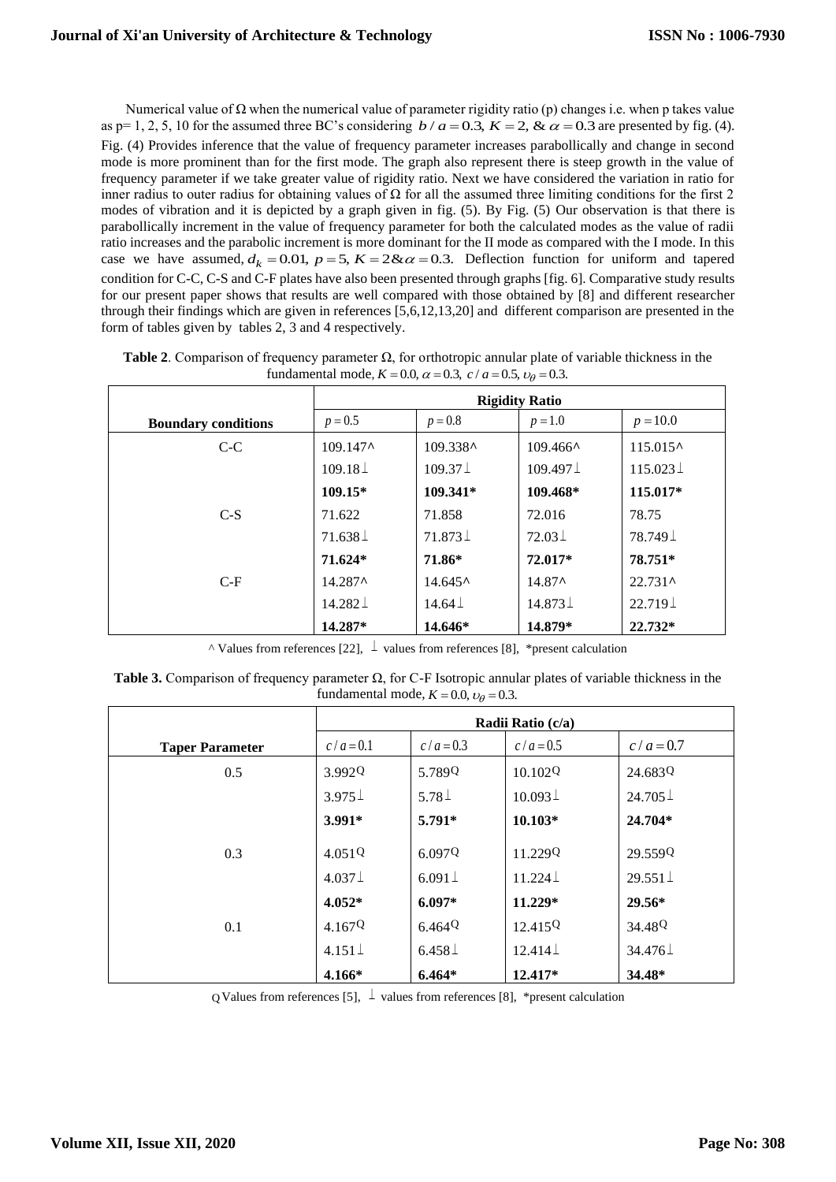Numerical value of Ω when the numerical value of parameter rigidity ratio (p) changes i.e. when p takes value as p= 1, 2, 5, 10 for the assumed three BC's considering $b/a = 0.3, K = 2, \& \alpha = 0.3$ are presented by fig. (4). Fig. (4) Provides inference that the value of frequency parameter increases parabollically and change in second mode is more prominent than for the first mode. The graph also represent there is steep growth in the value of frequency parameter if we take greater value of rigidity ratio. Next we have considered the variation in ratio for inner radius to outer radius for obtaining values of Ω for all the assumed three limiting conditions for the first 2 modes of vibration and it is depicted by a graph given in fig. (5). By Fig. (5) Our observation is that there is parabollically increment in the value of frequency parameter for both the calculated modes as the value of radii ratio increases and the parabolic increment is more dominant for the II mode as compared with the I mode. In this case we have assumed, $d_k = 0.01, p = 5, K = 2 \& \alpha = 0.3.$ Deflection function for uniform and tapered condition for C-C, C-S and C-F plates have also been presented through graphs [fig. 6]. Comparative study results for our present paper shows that results are well compared with those obtained by [8] and different researcher through their findings which are given in references [5,6,12,13,20] and different comparison are presented in the form of tables given by tables 2, 3 and 4 respectively.

**Table 2**. Comparison of frequency parameter Ω, for orthotropic annular plate of variable thickness in the fundamental mode, $K = 0.0, \alpha = 0.3, c/a = 0.5, \upsilon_\theta = 0.3.$

| | Rigidity Ratio | | | |
|---|---|---|---|---|
| **Boundary conditions** | $p = 0.5$ | $p = 0.8$ | $p = 1.0$ | $p = 10.0$ |
| C-C | 109.147^ | 109.338^ | 109.466^ | 115.015^ |
| | 109.18⊥ | 109.37⊥ | 109.497⊥ | 115.023⊥ |
| | **109.15*** | **109.341*** | **109.468*** | **115.017*** |
| C-S | 71.622 | 71.858 | 72.016 | 78.75 |
| | 71.638⊥ | 71.873⊥ | 72.03⊥ | 78.749⊥ |
| | **71.624*** | **71.86*** | **72.017*** | **78.751*** |
| C-F | 14.287^ | 14.645^ | 14.87^ | 22.731^ |
| | 14.282⊥ | 14.64⊥ | 14.873⊥ | 22.719⊥ |
| | **14.287*** | **14.646*** | **14.879*** | **22.732*** |

^ Values from references [22], ⊥ values from references [8], *present calculation

**Table 3.** Comparison of frequency parameter Ω, for C-F Isotropic annular plates of variable thickness in the fundamental mode, $K = 0.0, \upsilon_\theta = 0.3.$

| | Radii Ratio (c/a) | | | |
|---|---|---|---|---|
| **Taper Parameter** | $c/a = 0.1$ | $c/a = 0.3$ | $c/a = 0.5$ | $c/a = 0.7$ |
| 0.5 | 3.992Q | 5.789Q | 10.102Q | 24.683Q |
| | 3.975⊥ | 5.78⊥ | 10.093⊥ | 24.705⊥ |
| | **3.991*** | **5.791*** | **10.103*** | **24.704*** |
| 0.3 | 4.051Q | 6.097Q | 11.229Q | 29.559Q |
| | 4.037⊥ | 6.091⊥ | 11.224⊥ | 29.551⊥ |
| | **4.052*** | **6.097*** | **11.229*** | **29.56*** |
| 0.1 | 4.167Q | 6.464Q | 12.415Q | 34.48Q |
| | 4.151⊥ | 6.458⊥ | 12.414⊥ | 34.476⊥ |
| | **4.166*** | **6.464*** | **12.417*** | **34.48*** |

Q Values from references [5], ⊥ values from references [8], *present calculation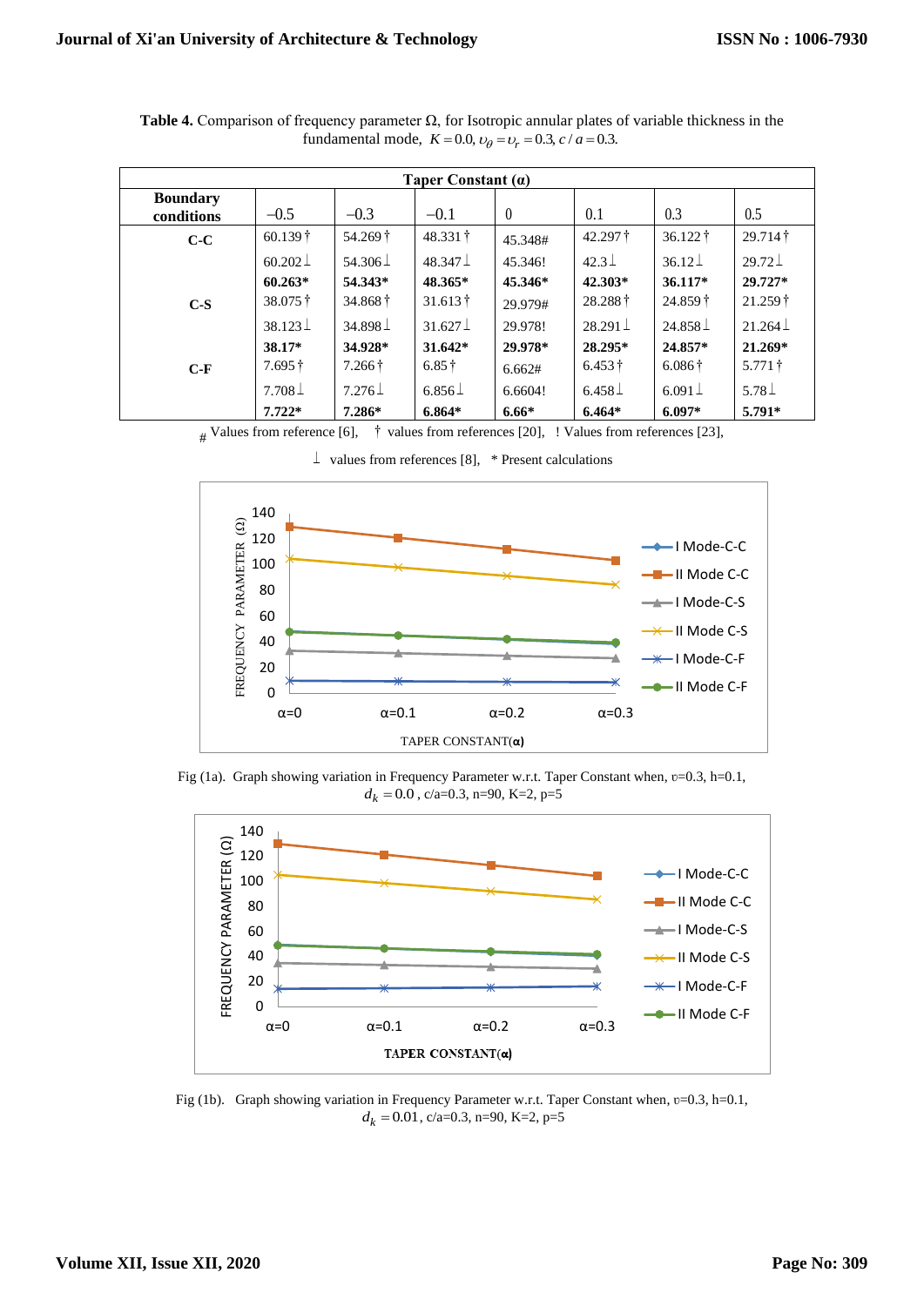**Table 4.** Comparison of frequency parameter Ω, for Isotropic annular plates of variable thickness in the fundamental mode, $K = 0.0$, $\upsilon_\theta = \upsilon_r = 0.3$, $c/a = 0.3$.

| Boundary conditions | Taper Constant (α) | | | | | | |
|---|---|---|---|---|---|---|---|
| | −0.5 | −0.3 | −0.1 | 0 | 0.1 | 0.3 | 0.5 |
| **C-C** | 60.139† | 54.269† | 48.331† | 45.348# | 42.297† | 36.122† | 29.714† |
| | 60.202⊥ | 54.306⊥ | 48.347⊥ | 45.346! | 42.3⊥ | 36.12⊥ | 29.72⊥ |
| | **60.263*** | **54.343*** | **48.365*** | **45.346*** | **42.303*** | **36.117*** | **29.727*** |
| **C-S** | 38.075† | 34.868† | 31.613† | 29.979# | 28.288† | 24.859† | 21.259† |
| | 38.123⊥ | 34.898⊥ | 31.627⊥ | 29.978! | 28.291⊥ | 24.858⊥ | 21.264⊥ |
| | **38.17*** | **34.928*** | **31.642*** | **29.978*** | **28.295*** | **24.857*** | **21.269*** |
| **C-F** | 7.695† | 7.266† | 6.85† | 6.662# | 6.453† | 6.086† | 5.771† |
| | 7.708⊥ | 7.276⊥ | 6.856⊥ | 6.6604! | 6.458⊥ | 6.091⊥ | 5.78⊥ |
| | **7.722*** | **7.286*** | **6.864*** | **6.66*** | **6.464*** | **6.097*** | **5.791*** |

# Values from reference [6], † values from references [20], ! Values from references [23], ⊥ values from references [8], * Present calculations

Fig (1a). Graph showing variation in Frequency Parameter w.r.t. Taper Constant when, υ=0.3, h=0.1, $d_k = 0.0$, c/a=0.3, n=90, K=2, p=5

Fig (1b). Graph showing variation in Frequency Parameter w.r.t. Taper Constant when, υ=0.3, h=0.1, $d_k = 0.01$, c/a=0.3, n=90, K=2, p=5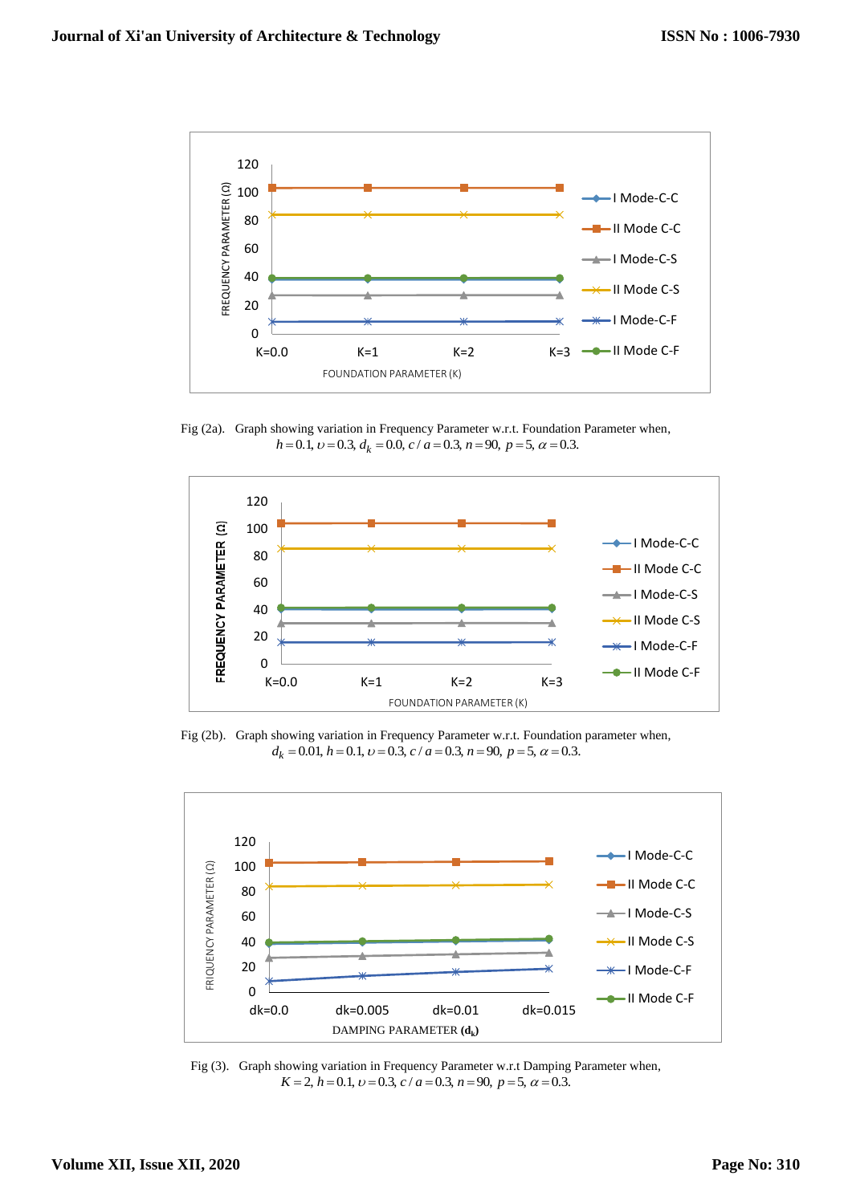Fig (2a). Graph showing variation in Frequency Parameter w.r.t. Foundation Parameter when, $h = 0.1,\ \upsilon = 0.3,\ d_k = 0.0,\ c/a = 0.3,\ n = 90,\ p = 5,\ \alpha = 0.3.$

Fig (2b). Graph showing variation in Frequency Parameter w.r.t. Foundation parameter when, $d_k = 0.01,\ h = 0.1,\ \upsilon = 0.3,\ c/a = 0.3,\ n = 90,\ p = 5,\ \alpha = 0.3.$

Fig (3). Graph showing variation in Frequency Parameter w.r.t Damping Parameter when, $K = 2,\ h = 0.1,\ \upsilon = 0.3,\ c/a = 0.3,\ n = 90,\ p = 5,\ \alpha = 0.3.$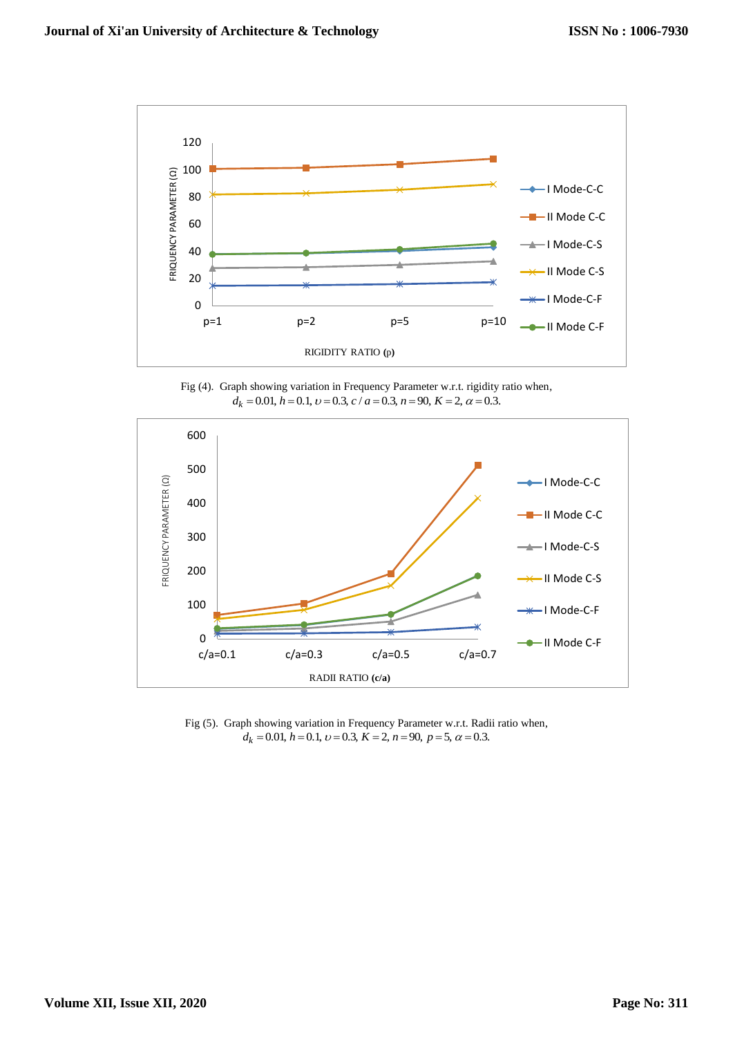Fig (4). Graph showing variation in Frequency Parameter w.r.t. rigidity ratio when, $d_k = 0.01, h = 0.1, \upsilon = 0.3, c/a = 0.3, n = 90, K = 2, \alpha = 0.3.$

Fig (5). Graph showing variation in Frequency Parameter w.r.t. Radii ratio when, $d_k = 0.01, h = 0.1, \upsilon = 0.3, K = 2, n = 90, p = 5, \alpha = 0.3.$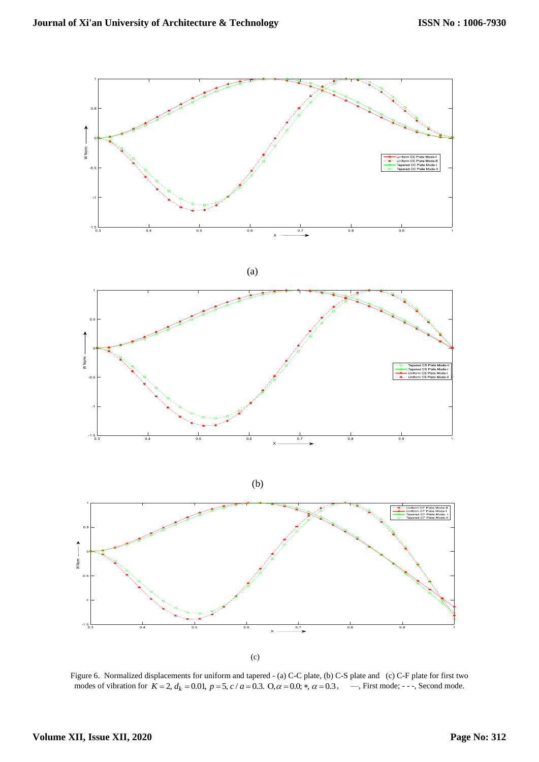(a)

(b)

(c)

Figure 6. Normalized displacements for uniform and tapered - (a) C-C plate, (b) C-S plate and (c) C-F plate for first two modes of vibration for $K = 2,\ d_k = 0.01,\ p = 5,\ c/a = 0.3.$ O, $\alpha = 0.0$; *, $\alpha = 0.3$, —, First mode; - - -, Second mode.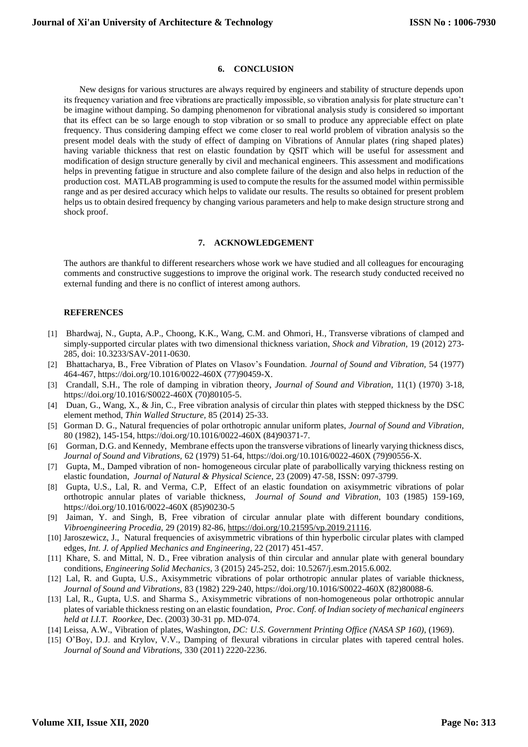## 6. CONCLUSION

New designs for various structures are always required by engineers and stability of structure depends upon its frequency variation and free vibrations are practically impossible, so vibration analysis for plate structure can't be imagine without damping. So damping phenomenon for vibrational analysis study is considered so important that its effect can be so large enough to stop vibration or so small to produce any appreciable effect on plate frequency. Thus considering damping effect we come closer to real world problem of vibration analysis so the present model deals with the study of effect of damping on Vibrations of Annular plates (ring shaped plates) having variable thickness that rest on elastic foundation by QSIT which will be useful for assessment and modification of design structure generally by civil and mechanical engineers. This assessment and modifications helps in preventing fatigue in structure and also complete failure of the design and also helps in reduction of the production cost. MATLAB programming is used to compute the results for the assumed model within permissible range and as per desired accuracy which helps to validate our results. The results so obtained for present problem helps us to obtain desired frequency by changing various parameters and help to make design structure strong and shock proof.

## 7. ACKNOWLEDGEMENT

The authors are thankful to different researchers whose work we have studied and all colleagues for encouraging comments and constructive suggestions to improve the original work. The research study conducted received no external funding and there is no conflict of interest among authors.

## REFERENCES

[1] Bhardwaj, N., Gupta, A.P., Choong, K.K., Wang, C.M. and Ohmori, H., Transverse vibrations of clamped and simply-supported circular plates with two dimensional thickness variation, *Shock and Vibration,* 19 (2012) 273-285, doi: 10.3233/SAV-2011-0630.

[2] Bhattacharya, B., Free Vibration of Plates on Vlasov's Foundation. *Journal of Sound and Vibration,* 54 (1977) 464-467, https://doi.org/10.1016/0022-460X (77)90459-X.

[3] Crandall, S.H., The role of damping in vibration theory, *Journal of Sound and Vibration,* 11(1) (1970) 3-18, https://doi.org/10.1016/S0022-460X (70)80105-5.

[4] Duan, G., Wang, X., & Jin, C., Free vibration analysis of circular thin plates with stepped thickness by the DSC element method, *Thin Walled Structure,* 85 (2014) 25-33.

[5] Gorman D. G., Natural frequencies of polar orthotropic annular uniform plates, *Journal of Sound and Vibration,* 80 (1982), 145-154, https://doi.org/10.1016/0022-460X (84)90371-7.

[6] Gorman, D.G. and Kennedy, Membrane effects upon the transverse vibrations of linearly varying thickness discs, *Journal of Sound and Vibrations,* 62 (1979) 51-64, https://doi.org/10.1016/0022-460X (79)90556-X.

[7] Gupta, M., Damped vibration of non- homogeneous circular plate of parabollically varying thickness resting on elastic foundation, *Journal of Natural & Physical Science,* 23 (2009) 47-58, ISSN: 097-3799.

[8] Gupta, U.S., Lal, R. and Verma, C.P, Effect of an elastic foundation on axisymmetric vibrations of polar orthotropic annular plates of variable thickness, *Journal of Sound and Vibration,* 103 (1985) 159-169, https://doi.org/10.1016/0022-460X (85)90230-5

[9] Jaiman, Y. and Singh, B, Free vibration of circular annular plate with different boundary conditions, *Vibroengineering Procedia,* 29 (2019) 82-86, https://doi.org/10.21595/vp.2019.21116.

[10] Jaroszewicz, J., Natural frequencies of axisymmetric vibrations of thin hyperbolic circular plates with clamped edges, *Int. J. of Applied Mechanics and Engineering,* 22 (2017) 451-457.

[11] Khare, S. and Mittal, N. D., Free vibration analysis of thin circular and annular plate with general boundary conditions, *Engineering Solid Mechanics,* 3 (2015) 245-252, doi: 10.5267/j.esm.2015.6.002.

[12] Lal, R. and Gupta, U.S., Axisymmetric vibrations of polar orthotropic annular plates of variable thickness, *Journal of Sound and Vibrations,* 83 (1982) 229-240, https://doi.org/10.1016/S0022-460X (82)80088-6.

[13] Lal, R., Gupta, U.S. and Sharma S., Axisymmetric vibrations of non-homogeneous polar orthotropic annular plates of variable thickness resting on an elastic foundation, *Proc. Conf. of Indian society of mechanical engineers held at I.I.T. Roorkee,* Dec. (2003) 30-31 pp. MD-074.

[14] Leissa, A.W., Vibration of plates, Washington, *DC: U.S. Government Printing Office (NASA SP 160),* (1969).

[15] O'Boy, D.J. and Krylov, V.V., Damping of flexural vibrations in circular plates with tapered central holes. *Journal of Sound and Vibrations,* 330 (2011) 2220-2236.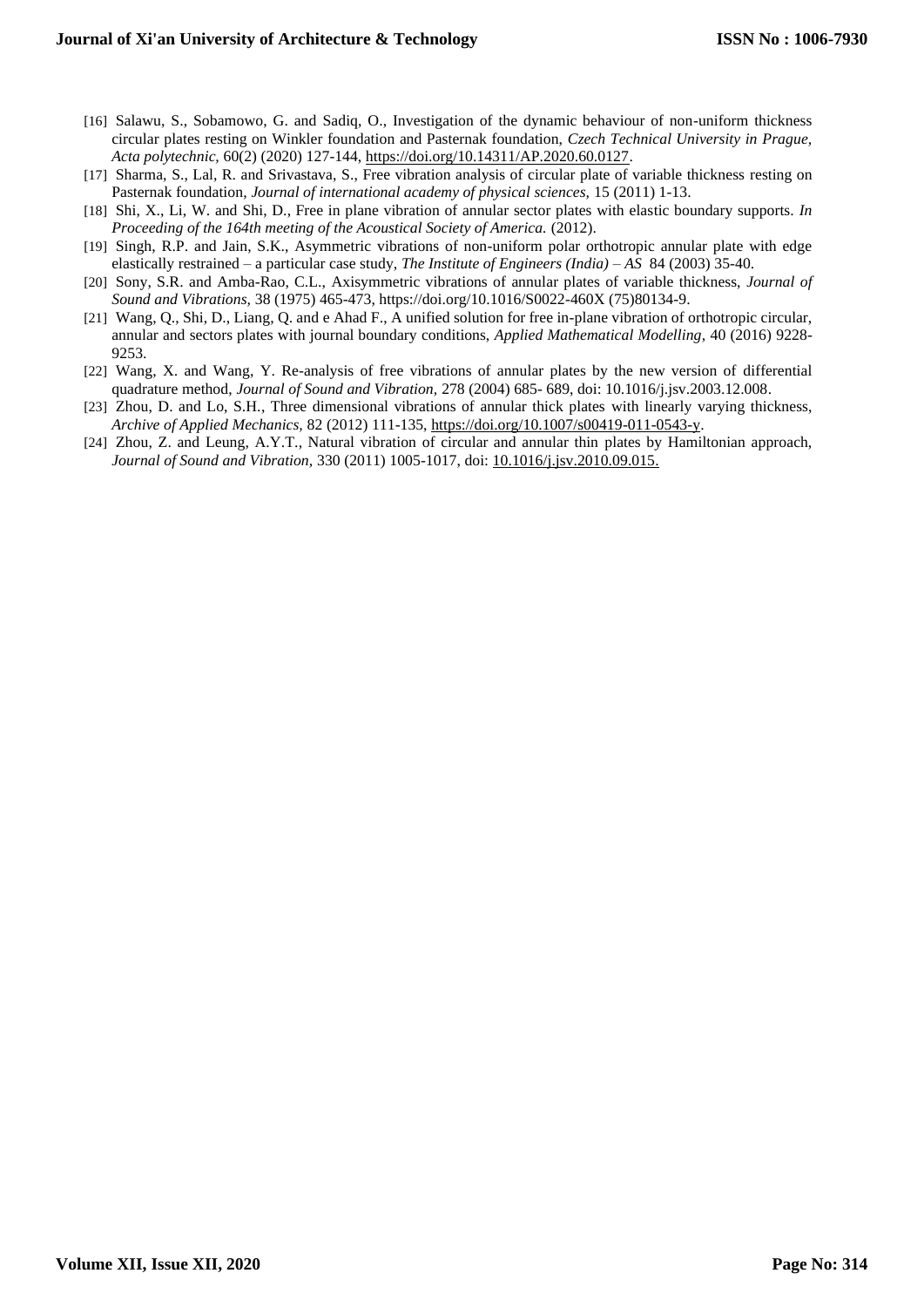[16] Salawu, S., Sobamowo, G. and Sadiq, O., Investigation of the dynamic behaviour of non-uniform thickness circular plates resting on Winkler foundation and Pasternak foundation, *Czech Technical University in Prague, Acta polytechnic,* 60(2) (2020) 127-144, https://doi.org/10.14311/AP.2020.60.0127.

[17] Sharma, S., Lal, R. and Srivastava, S., Free vibration analysis of circular plate of variable thickness resting on Pasternak foundation, *Journal of international academy of physical sciences,* 15 (2011) 1-13.

[18] Shi, X., Li, W. and Shi, D., Free in plane vibration of annular sector plates with elastic boundary supports. *In Proceeding of the 164th meeting of the Acoustical Society of America.* (2012).

[19] Singh, R.P. and Jain, S.K., Asymmetric vibrations of non-uniform polar orthotropic annular plate with edge elastically restrained – a particular case study, *The Institute of Engineers (India) – AS* 84 (2003) 35-40.

[20] Sony, S.R. and Amba-Rao, C.L., Axisymmetric vibrations of annular plates of variable thickness, *Journal of Sound and Vibrations,* 38 (1975) 465-473, https://doi.org/10.1016/S0022-460X (75)80134-9.

[21] Wang, Q., Shi, D., Liang, Q. and e Ahad F., A unified solution for free in-plane vibration of orthotropic circular, annular and sectors plates with journal boundary conditions, *Applied Mathematical Modelling,* 40 (2016) 9228-9253.

[22] Wang, X. and Wang, Y. Re-analysis of free vibrations of annular plates by the new version of differential quadrature method, *Journal of Sound and Vibration,* 278 (2004) 685- 689, doi: 10.1016/j.jsv.2003.12.008.

[23] Zhou, D. and Lo, S.H., Three dimensional vibrations of annular thick plates with linearly varying thickness, *Archive of Applied Mechanics,* 82 (2012) 111-135, https://doi.org/10.1007/s00419-011-0543-y.

[24] Zhou, Z. and Leung, A.Y.T., Natural vibration of circular and annular thin plates by Hamiltonian approach, *Journal of Sound and Vibration,* 330 (2011) 1005-1017, doi: 10.1016/j.jsv.2010.09.015.